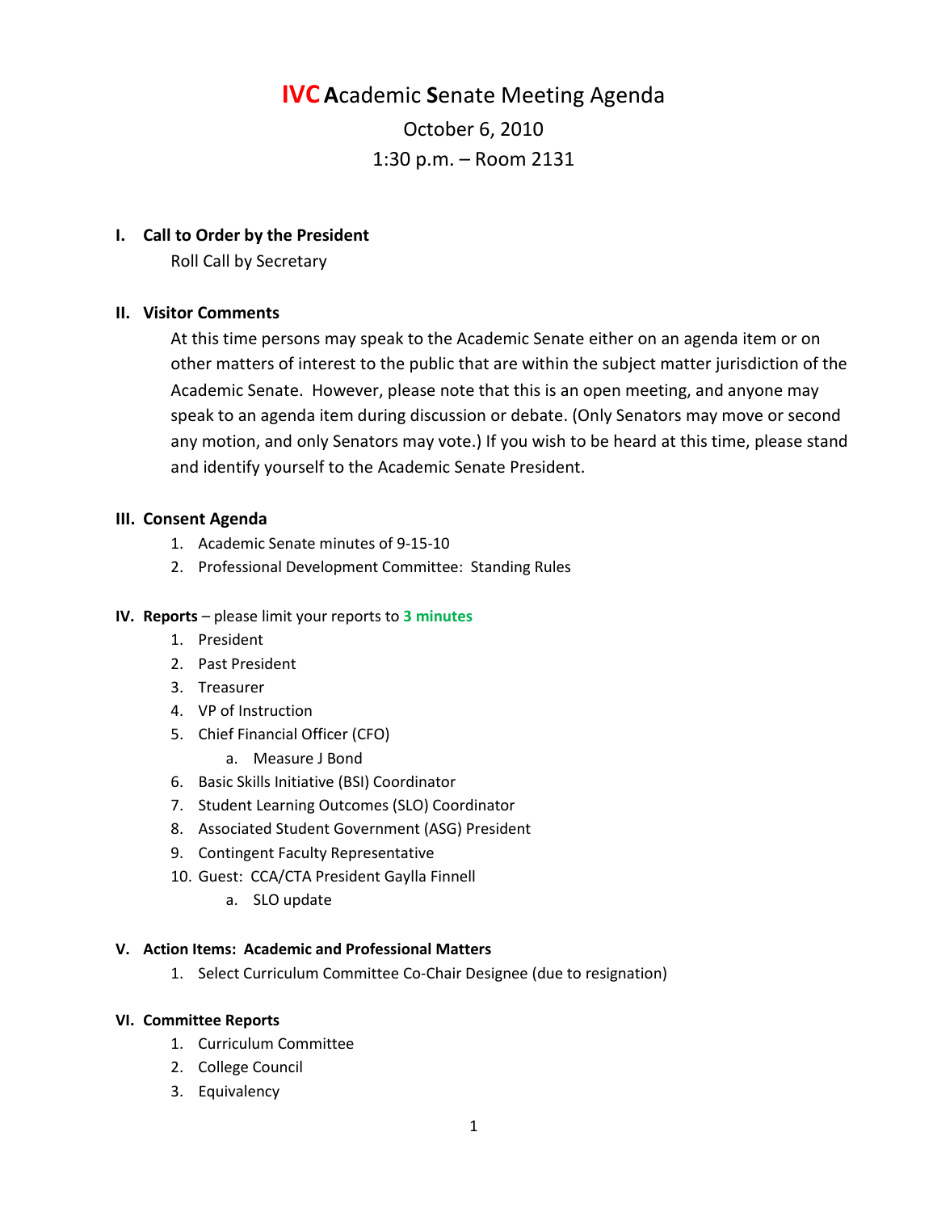# IVC Academic Senate Meeting Agenda

October 6, 2010

1:30 p.m. – Room 2131

## I. Call to Order by the President

Roll Call by Secretary

## II. Visitor Comments

At this time persons may speak to the Academic Senate either on an agenda item or on other matters of interest to the public that are within the subject matter jurisdiction of the Academic Senate. However, please note that this is an open meeting, and anyone may speak to an agenda item during discussion or debate. (Only Senators may move or second any motion, and only Senators may vote.) If you wish to be heard at this time, please stand and identify yourself to the Academic Senate President.

## III. Consent Agenda

1. Academic Senate minutes of 9-15-10
2. Professional Development Committee: Standing Rules

## IV. Reports – please limit your reports to **3 minutes**

1. President
2. Past President
3. Treasurer
4. VP of Instruction
5. Chief Financial Officer (CFO)
   a. Measure J Bond
6. Basic Skills Initiative (BSI) Coordinator
7. Student Learning Outcomes (SLO) Coordinator
8. Associated Student Government (ASG) President
9. Contingent Faculty Representative
10. Guest: CCA/CTA President Gaylla Finnell
    a. SLO update

## V. Action Items: Academic and Professional Matters

1. Select Curriculum Committee Co-Chair Designee (due to resignation)

## VI. Committee Reports

1. Curriculum Committee
2. College Council
3. Equivalency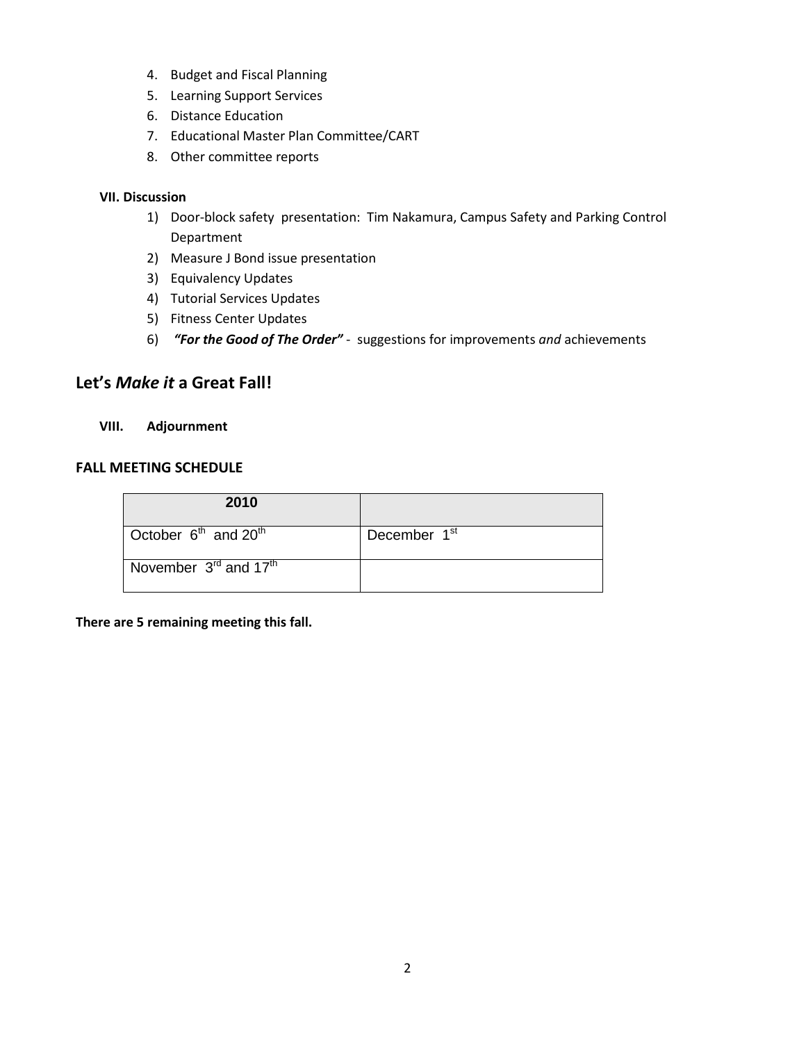4. Budget and Fiscal Planning
5. Learning Support Services
6. Distance Education
7. Educational Master Plan Committee/CART
8. Other committee reports

**VII. Discussion**

1) Door-block safety presentation: Tim Nakamura, Campus Safety and Parking Control Department
2) Measure J Bond issue presentation
3) Equivalency Updates
4) Tutorial Services Updates
5) Fitness Center Updates
6) ***"For the Good of The Order"*** - suggestions for improvements *and* achievements

## Let's *Make it* a Great Fall!

**VIII. Adjournment**

**FALL MEETING SCHEDULE**

| 2010 | |
|---|---|
| October 6th and 20th | December 1st |
| November 3rd and 17th | |

**There are 5 remaining meeting this fall.**